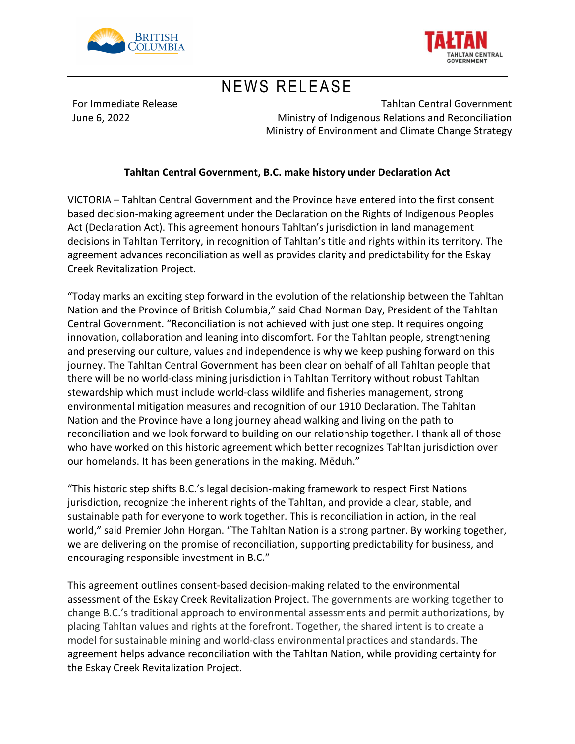BRITISH COLUMBIA

TAŁTAN
TAHLTAN CENTRAL GOVERNMENT

# NEWS RELEASE

For Immediate Release
June 6, 2022

Tahltan Central Government
Ministry of Indigenous Relations and Reconciliation
Ministry of Environment and Climate Change Strategy

**Tahltan Central Government, B.C. make history under Declaration Act**

VICTORIA – Tahltan Central Government and the Province have entered into the first consent based decision-making agreement under the Declaration on the Rights of Indigenous Peoples Act (Declaration Act). This agreement honours Tahltan's jurisdiction in land management decisions in Tahltan Territory, in recognition of Tahltan's title and rights within its territory. The agreement advances reconciliation as well as provides clarity and predictability for the Eskay Creek Revitalization Project.

"Today marks an exciting step forward in the evolution of the relationship between the Tahltan Nation and the Province of British Columbia," said Chad Norman Day, President of the Tahltan Central Government. "Reconciliation is not achieved with just one step. It requires ongoing innovation, collaboration and leaning into discomfort. For the Tahltan people, strengthening and preserving our culture, values and independence is why we keep pushing forward on this journey. The Tahltan Central Government has been clear on behalf of all Tahltan people that there will be no world-class mining jurisdiction in Tahltan Territory without robust Tahltan stewardship which must include world-class wildlife and fisheries management, strong environmental mitigation measures and recognition of our 1910 Declaration. The Tahltan Nation and the Province have a long journey ahead walking and living on the path to reconciliation and we look forward to building on our relationship together. I thank all of those who have worked on this historic agreement which better recognizes Tahltan jurisdiction over our homelands. It has been generations in the making. Mēduh."

"This historic step shifts B.C.'s legal decision-making framework to respect First Nations jurisdiction, recognize the inherent rights of the Tahltan, and provide a clear, stable, and sustainable path for everyone to work together. This is reconciliation in action, in the real world," said Premier John Horgan. "The Tahltan Nation is a strong partner. By working together, we are delivering on the promise of reconciliation, supporting predictability for business, and encouraging responsible investment in B.C."

This agreement outlines consent-based decision-making related to the environmental assessment of the Eskay Creek Revitalization Project. The governments are working together to change B.C.'s traditional approach to environmental assessments and permit authorizations, by placing Tahltan values and rights at the forefront. Together, the shared intent is to create a model for sustainable mining and world-class environmental practices and standards. The agreement helps advance reconciliation with the Tahltan Nation, while providing certainty for the Eskay Creek Revitalization Project.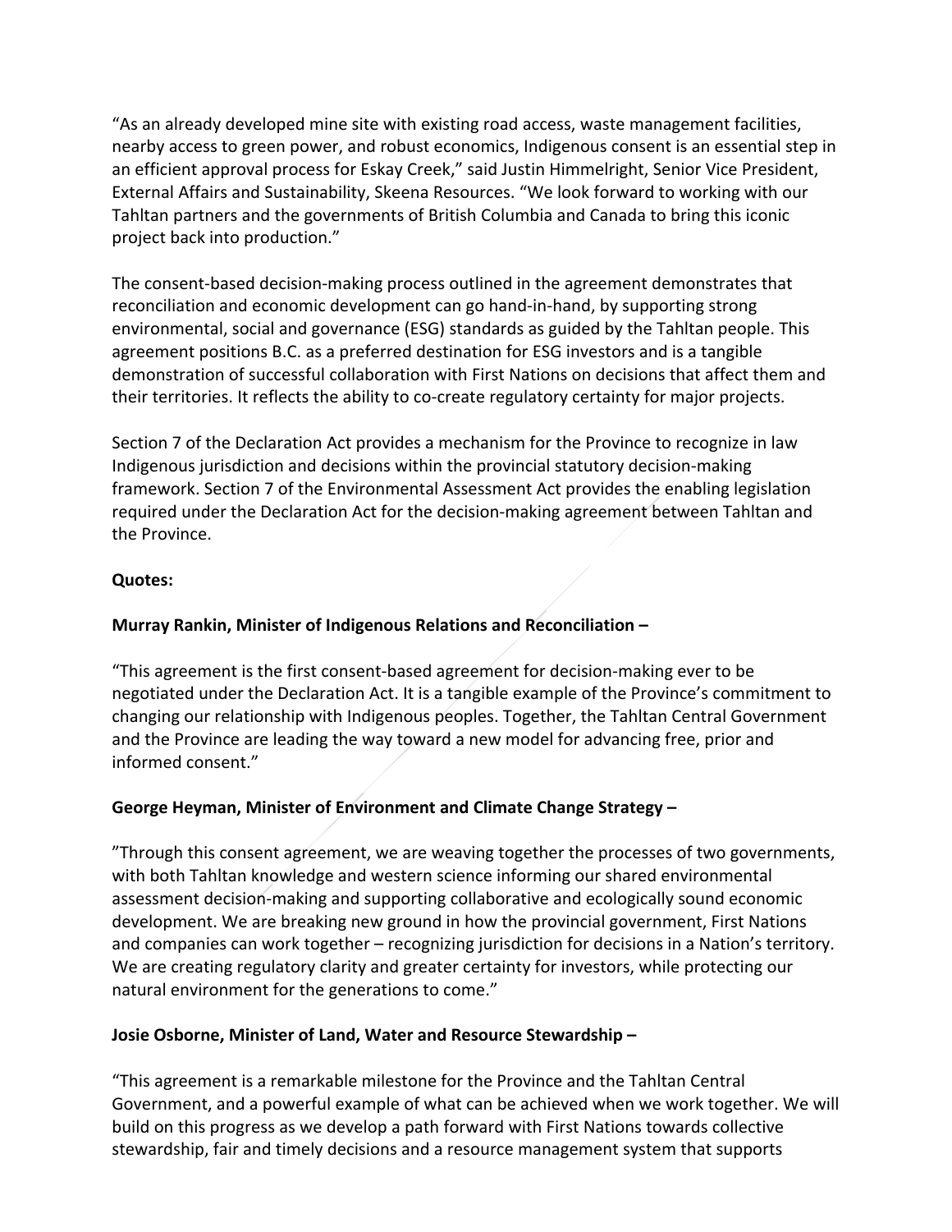"As an already developed mine site with existing road access, waste management facilities, nearby access to green power, and robust economics, Indigenous consent is an essential step in an efficient approval process for Eskay Creek," said Justin Himmelright, Senior Vice President, External Affairs and Sustainability, Skeena Resources. "We look forward to working with our Tahltan partners and the governments of British Columbia and Canada to bring this iconic project back into production."

The consent-based decision-making process outlined in the agreement demonstrates that reconciliation and economic development can go hand-in-hand, by supporting strong environmental, social and governance (ESG) standards as guided by the Tahltan people. This agreement positions B.C. as a preferred destination for ESG investors and is a tangible demonstration of successful collaboration with First Nations on decisions that affect them and their territories. It reflects the ability to co-create regulatory certainty for major projects.

Section 7 of the Declaration Act provides a mechanism for the Province to recognize in law Indigenous jurisdiction and decisions within the provincial statutory decision-making framework. Section 7 of the Environmental Assessment Act provides the enabling legislation required under the Declaration Act for the decision-making agreement between Tahltan and the Province.

**Quotes:**

**Murray Rankin, Minister of Indigenous Relations and Reconciliation –**

"This agreement is the first consent-based agreement for decision-making ever to be negotiated under the Declaration Act. It is a tangible example of the Province's commitment to changing our relationship with Indigenous peoples. Together, the Tahltan Central Government and the Province are leading the way toward a new model for advancing free, prior and informed consent."

**George Heyman, Minister of Environment and Climate Change Strategy –**

"Through this consent agreement, we are weaving together the processes of two governments, with both Tahltan knowledge and western science informing our shared environmental assessment decision-making and supporting collaborative and ecologically sound economic development. We are breaking new ground in how the provincial government, First Nations and companies can work together – recognizing jurisdiction for decisions in a Nation's territory. We are creating regulatory clarity and greater certainty for investors, while protecting our natural environment for the generations to come."

**Josie Osborne, Minister of Land, Water and Resource Stewardship –**

"This agreement is a remarkable milestone for the Province and the Tahltan Central Government, and a powerful example of what can be achieved when we work together. We will build on this progress as we develop a path forward with First Nations towards collective stewardship, fair and timely decisions and a resource management system that supports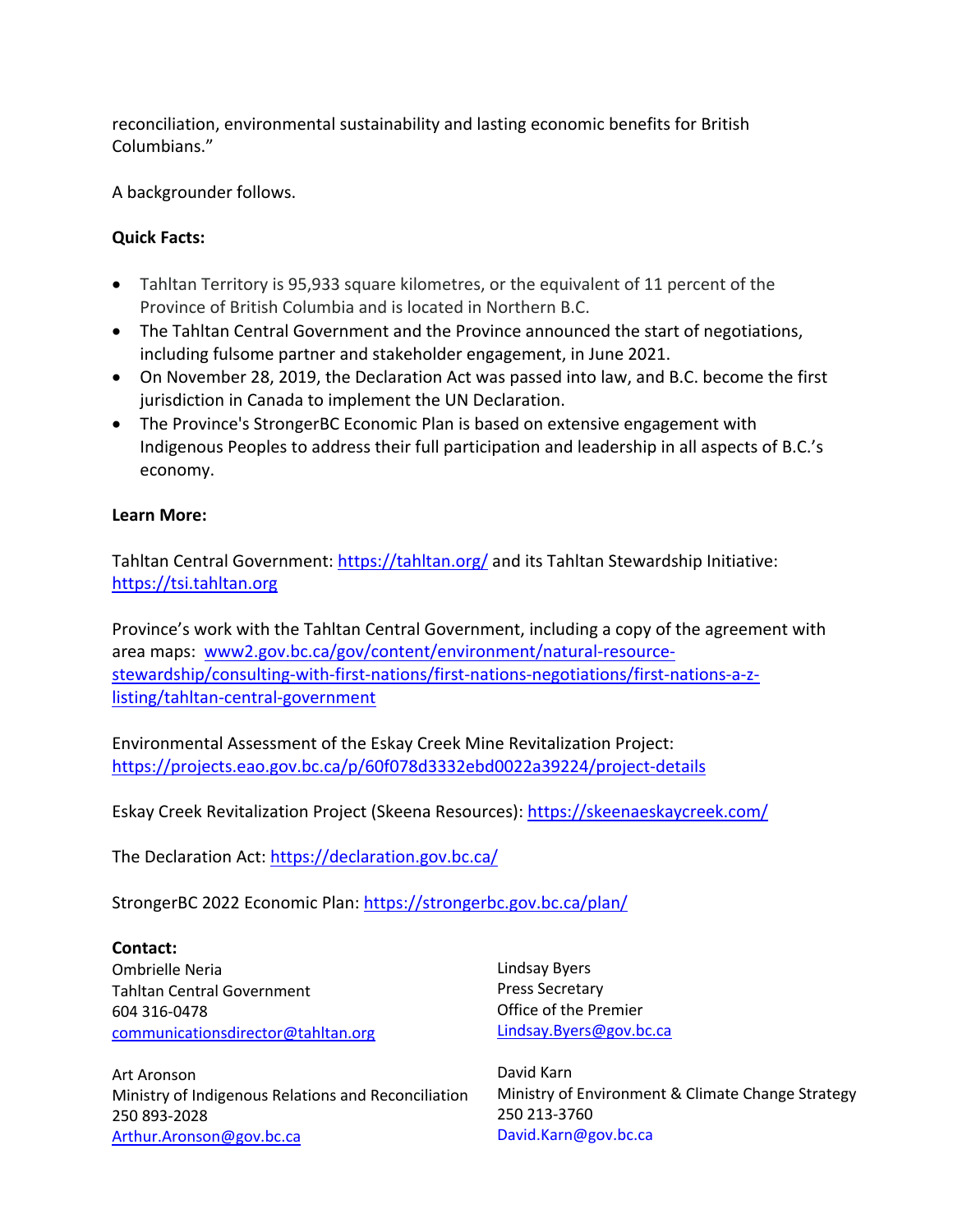reconciliation, environmental sustainability and lasting economic benefits for British Columbians."

A backgrounder follows.

**Quick Facts:**

- Tahltan Territory is 95,933 square kilometres, or the equivalent of 11 percent of the Province of British Columbia and is located in Northern B.C.
- The Tahltan Central Government and the Province announced the start of negotiations, including fulsome partner and stakeholder engagement, in June 2021.
- On November 28, 2019, the Declaration Act was passed into law, and B.C. become the first jurisdiction in Canada to implement the UN Declaration.
- The Province's StrongerBC Economic Plan is based on extensive engagement with Indigenous Peoples to address their full participation and leadership in all aspects of B.C.'s economy.

**Learn More:**

Tahltan Central Government: https://tahltan.org/ and its Tahltan Stewardship Initiative: https://tsi.tahltan.org

Province's work with the Tahltan Central Government, including a copy of the agreement with area maps: www2.gov.bc.ca/gov/content/environment/natural-resource-stewardship/consulting-with-first-nations/first-nations-negotiations/first-nations-a-z-listing/tahltan-central-government

Environmental Assessment of the Eskay Creek Mine Revitalization Project: https://projects.eao.gov.bc.ca/p/60f078d3332ebd0022a39224/project-details

Eskay Creek Revitalization Project (Skeena Resources): https://skeenaeskaycreek.com/

The Declaration Act: https://declaration.gov.bc.ca/

StrongerBC 2022 Economic Plan: https://strongerbc.gov.bc.ca/plan/

**Contact:**

Ombrielle Neria
Tahltan Central Government
604 316-0478
communicationsdirector@tahltan.org

Lindsay Byers
Press Secretary
Office of the Premier
Lindsay.Byers@gov.bc.ca

Art Aronson
Ministry of Indigenous Relations and Reconciliation
250 893-2028
Arthur.Aronson@gov.bc.ca

David Karn
Ministry of Environment & Climate Change Strategy
250 213-3760
David.Karn@gov.bc.ca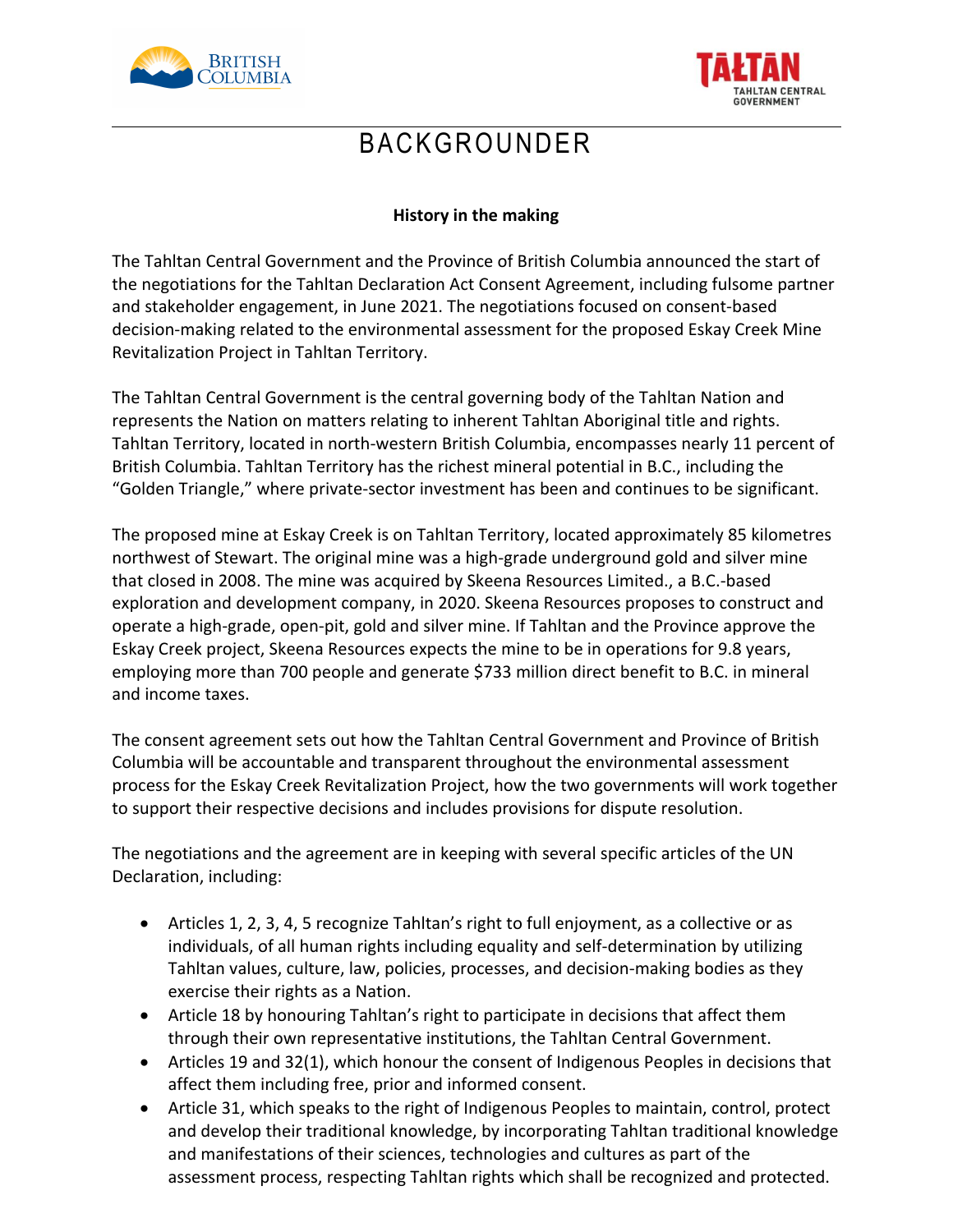# BACKGROUNDER

**History in the making**

The Tahltan Central Government and the Province of British Columbia announced the start of the negotiations for the Tahltan Declaration Act Consent Agreement, including fulsome partner and stakeholder engagement, in June 2021. The negotiations focused on consent-based decision-making related to the environmental assessment for the proposed Eskay Creek Mine Revitalization Project in Tahltan Territory.

The Tahltan Central Government is the central governing body of the Tahltan Nation and represents the Nation on matters relating to inherent Tahltan Aboriginal title and rights. Tahltan Territory, located in north-western British Columbia, encompasses nearly 11 percent of British Columbia. Tahltan Territory has the richest mineral potential in B.C., including the "Golden Triangle," where private-sector investment has been and continues to be significant.

The proposed mine at Eskay Creek is on Tahltan Territory, located approximately 85 kilometres northwest of Stewart. The original mine was a high-grade underground gold and silver mine that closed in 2008. The mine was acquired by Skeena Resources Limited., a B.C.-based exploration and development company, in 2020. Skeena Resources proposes to construct and operate a high-grade, open-pit, gold and silver mine. If Tahltan and the Province approve the Eskay Creek project, Skeena Resources expects the mine to be in operations for 9.8 years, employing more than 700 people and generate $733 million direct benefit to B.C. in mineral and income taxes.

The consent agreement sets out how the Tahltan Central Government and Province of British Columbia will be accountable and transparent throughout the environmental assessment process for the Eskay Creek Revitalization Project, how the two governments will work together to support their respective decisions and includes provisions for dispute resolution.

The negotiations and the agreement are in keeping with several specific articles of the UN Declaration, including:

- Articles 1, 2, 3, 4, 5 recognize Tahltan's right to full enjoyment, as a collective or as individuals, of all human rights including equality and self-determination by utilizing Tahltan values, culture, law, policies, processes, and decision-making bodies as they exercise their rights as a Nation.
- Article 18 by honouring Tahltan's right to participate in decisions that affect them through their own representative institutions, the Tahltan Central Government.
- Articles 19 and 32(1), which honour the consent of Indigenous Peoples in decisions that affect them including free, prior and informed consent.
- Article 31, which speaks to the right of Indigenous Peoples to maintain, control, protect and develop their traditional knowledge, by incorporating Tahltan traditional knowledge and manifestations of their sciences, technologies and cultures as part of the assessment process, respecting Tahltan rights which shall be recognized and protected.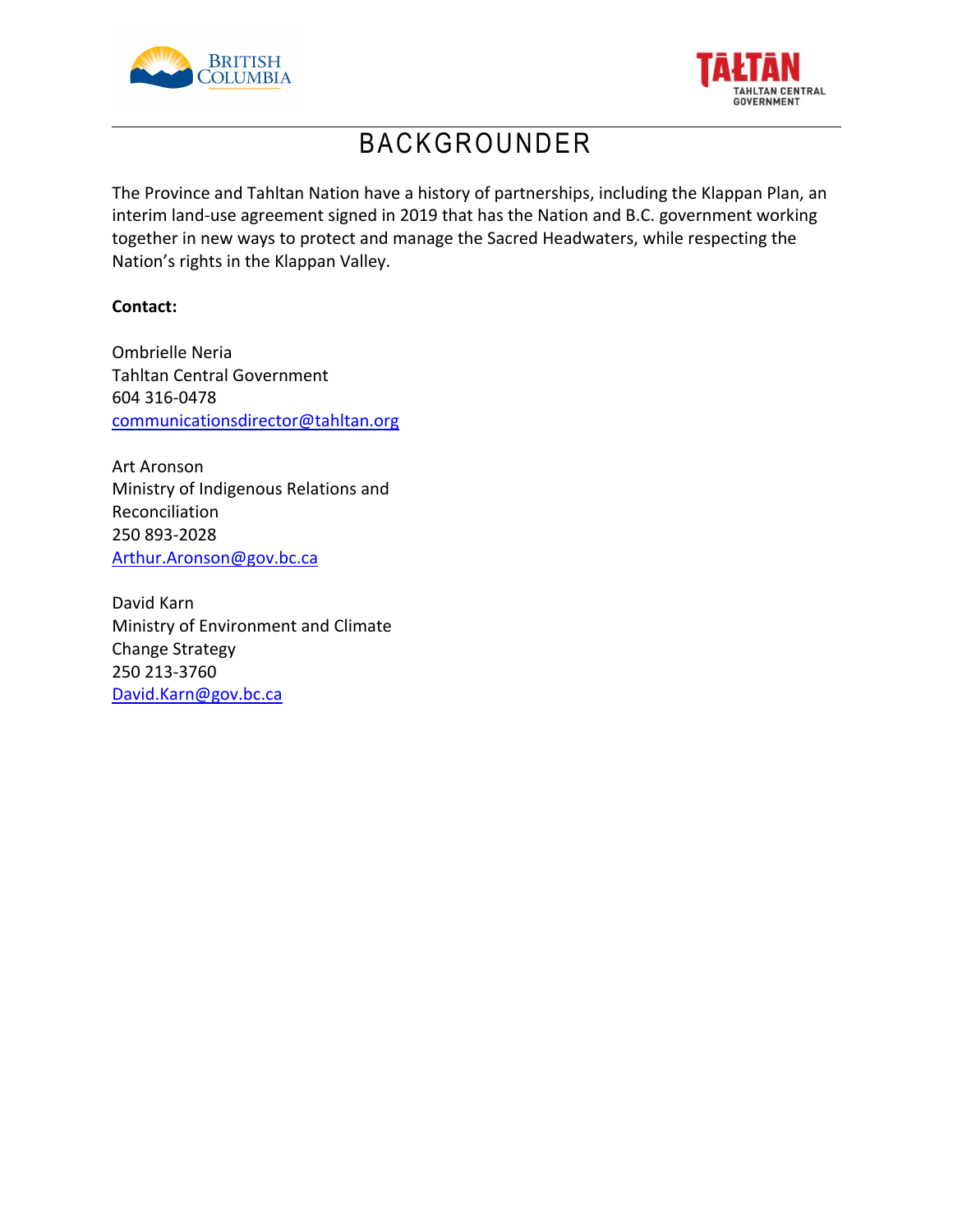# BACKGROUNDER

The Province and Tahltan Nation have a history of partnerships, including the Klappan Plan, an interim land-use agreement signed in 2019 that has the Nation and B.C. government working together in new ways to protect and manage the Sacred Headwaters, while respecting the Nation's rights in the Klappan Valley.

**Contact:**

Ombrielle Neria
Tahltan Central Government
604 316-0478
communicationsdirector@tahltan.org

Art Aronson
Ministry of Indigenous Relations and Reconciliation
250 893-2028
Arthur.Aronson@gov.bc.ca

David Karn
Ministry of Environment and Climate Change Strategy
250 213-3760
David.Karn@gov.bc.ca